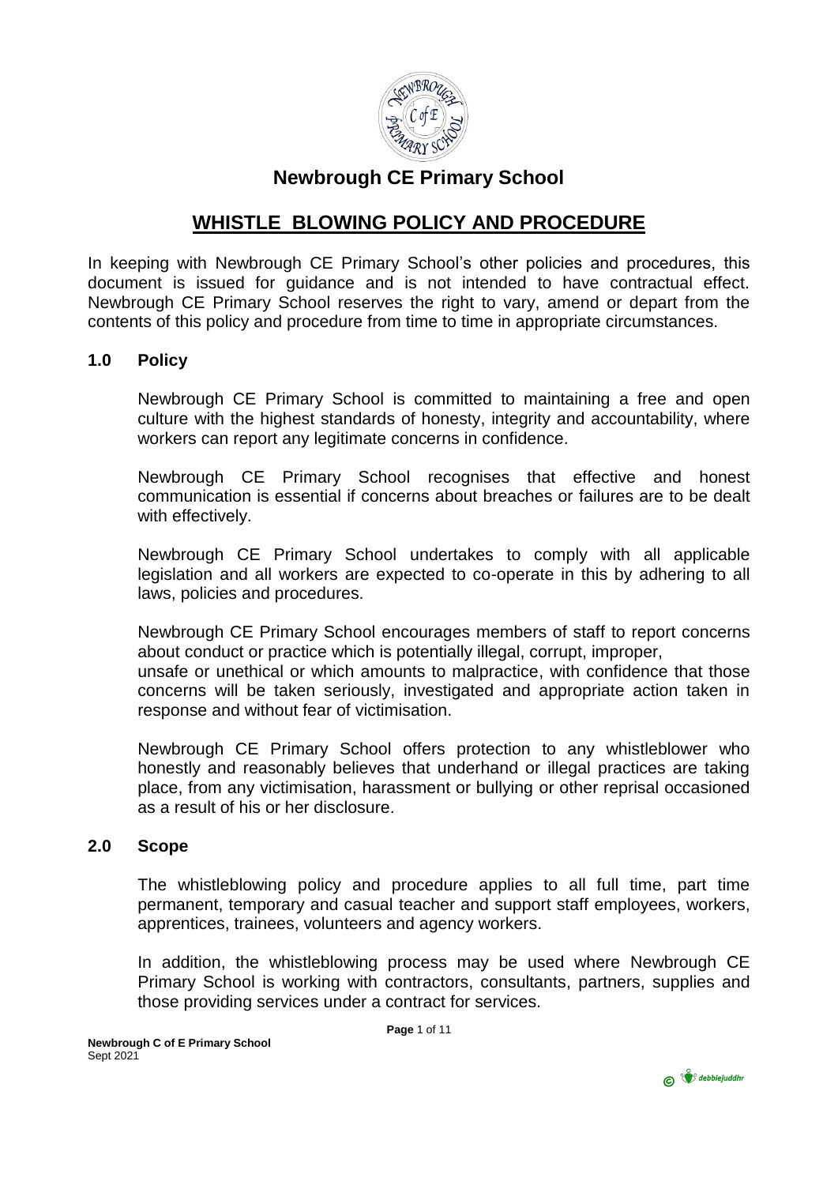# Newbrough CE Primary School

## WHISTLE BLOWING POLICY AND PROCEDURE

In keeping with Newbrough CE Primary School's other policies and procedures, this document is issued for guidance and is not intended to have contractual effect. Newbrough CE Primary School reserves the right to vary, amend or depart from the contents of this policy and procedure from time to time in appropriate circumstances.

### 1.0 Policy

Newbrough CE Primary School is committed to maintaining a free and open culture with the highest standards of honesty, integrity and accountability, where workers can report any legitimate concerns in confidence.

Newbrough CE Primary School recognises that effective and honest communication is essential if concerns about breaches or failures are to be dealt with effectively.

Newbrough CE Primary School undertakes to comply with all applicable legislation and all workers are expected to co-operate in this by adhering to all laws, policies and procedures.

Newbrough CE Primary School encourages members of staff to report concerns about conduct or practice which is potentially illegal, corrupt, improper, unsafe or unethical or which amounts to malpractice, with confidence that those concerns will be taken seriously, investigated and appropriate action taken in response and without fear of victimisation.

Newbrough CE Primary School offers protection to any whistleblower who honestly and reasonably believes that underhand or illegal practices are taking place, from any victimisation, harassment or bullying or other reprisal occasioned as a result of his or her disclosure.

### 2.0 Scope

The whistleblowing policy and procedure applies to all full time, part time permanent, temporary and casual teacher and support staff employees, workers, apprentices, trainees, volunteers and agency workers.

In addition, the whistleblowing process may be used where Newbrough CE Primary School is working with contractors, consultants, partners, supplies and those providing services under a contract for services.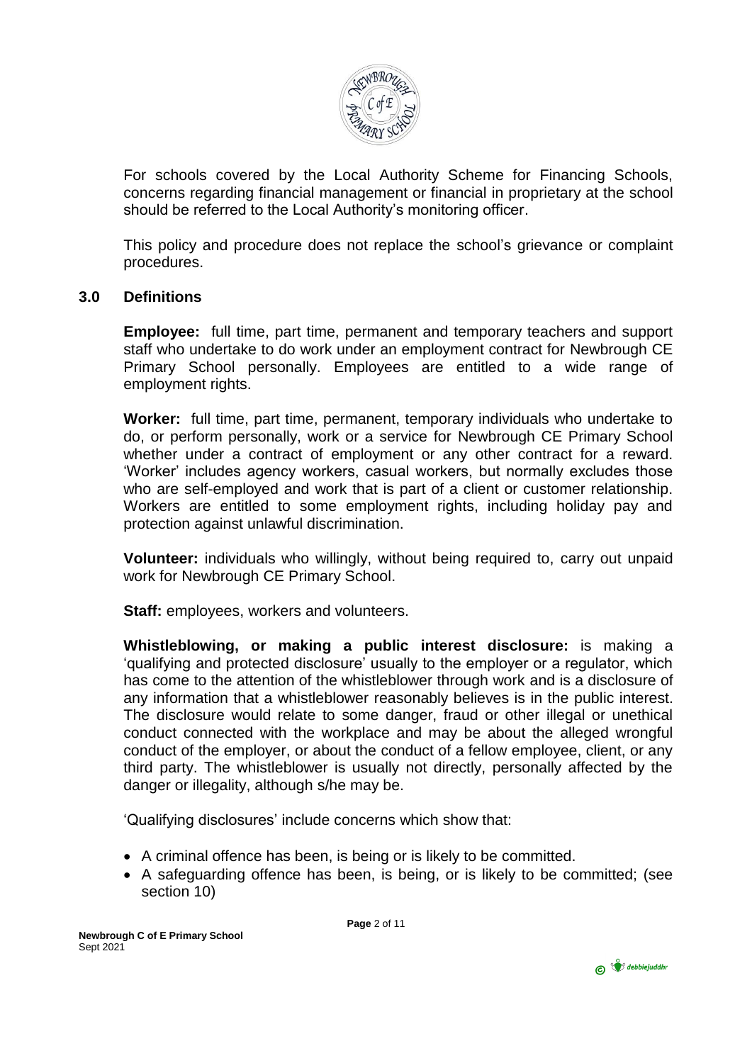For schools covered by the Local Authority Scheme for Financing Schools, concerns regarding financial management or financial in proprietary at the school should be referred to the Local Authority's monitoring officer.

This policy and procedure does not replace the school's grievance or complaint procedures.

## 3.0 Definitions

**Employee:** full time, part time, permanent and temporary teachers and support staff who undertake to do work under an employment contract for Newbrough CE Primary School personally. Employees are entitled to a wide range of employment rights.

**Worker:** full time, part time, permanent, temporary individuals who undertake to do, or perform personally, work or a service for Newbrough CE Primary School whether under a contract of employment or any other contract for a reward. 'Worker' includes agency workers, casual workers, but normally excludes those who are self-employed and work that is part of a client or customer relationship. Workers are entitled to some employment rights, including holiday pay and protection against unlawful discrimination.

**Volunteer:** individuals who willingly, without being required to, carry out unpaid work for Newbrough CE Primary School.

**Staff:** employees, workers and volunteers.

**Whistleblowing, or making a public interest disclosure:** is making a 'qualifying and protected disclosure' usually to the employer or a regulator, which has come to the attention of the whistleblower through work and is a disclosure of any information that a whistleblower reasonably believes is in the public interest. The disclosure would relate to some danger, fraud or other illegal or unethical conduct connected with the workplace and may be about the alleged wrongful conduct of the employer, or about the conduct of a fellow employee, client, or any third party. The whistleblower is usually not directly, personally affected by the danger or illegality, although s/he may be.

'Qualifying disclosures' include concerns which show that:

- A criminal offence has been, is being or is likely to be committed.
- A safeguarding offence has been, is being, or is likely to be committed; (see section 10)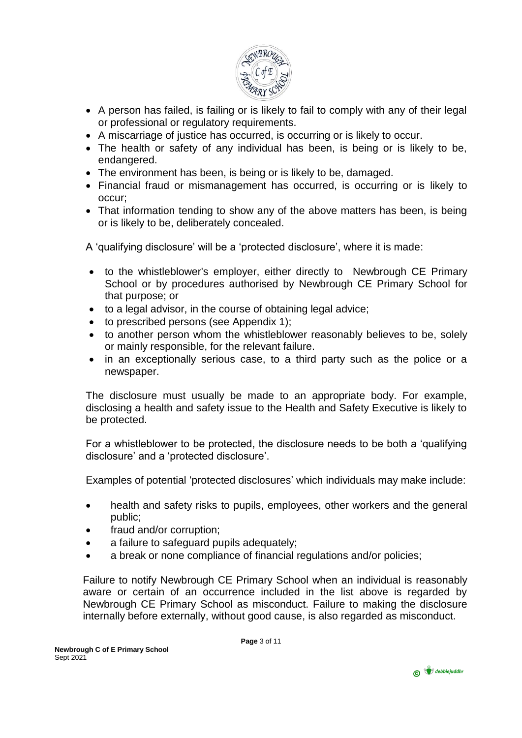- A person has failed, is failing or is likely to fail to comply with any of their legal or professional or regulatory requirements.
- A miscarriage of justice has occurred, is occurring or is likely to occur.
- The health or safety of any individual has been, is being or is likely to be, endangered.
- The environment has been, is being or is likely to be, damaged.
- Financial fraud or mismanagement has occurred, is occurring or is likely to occur;
- That information tending to show any of the above matters has been, is being or is likely to be, deliberately concealed.

A 'qualifying disclosure' will be a 'protected disclosure', where it is made:

- to the whistleblower's employer, either directly to Newbrough CE Primary School or by procedures authorised by Newbrough CE Primary School for that purpose; or
- to a legal advisor, in the course of obtaining legal advice;
- to prescribed persons (see Appendix 1);
- to another person whom the whistleblower reasonably believes to be, solely or mainly responsible, for the relevant failure.
- in an exceptionally serious case, to a third party such as the police or a newspaper.

The disclosure must usually be made to an appropriate body. For example, disclosing a health and safety issue to the Health and Safety Executive is likely to be protected.

For a whistleblower to be protected, the disclosure needs to be both a 'qualifying disclosure' and a 'protected disclosure'.

Examples of potential 'protected disclosures' which individuals may make include:

- health and safety risks to pupils, employees, other workers and the general public;
- fraud and/or corruption;
- a failure to safeguard pupils adequately;
- a break or none compliance of financial regulations and/or policies;

Failure to notify Newbrough CE Primary School when an individual is reasonably aware or certain of an occurrence included in the list above is regarded by Newbrough CE Primary School as misconduct. Failure to making the disclosure internally before externally, without good cause, is also regarded as misconduct.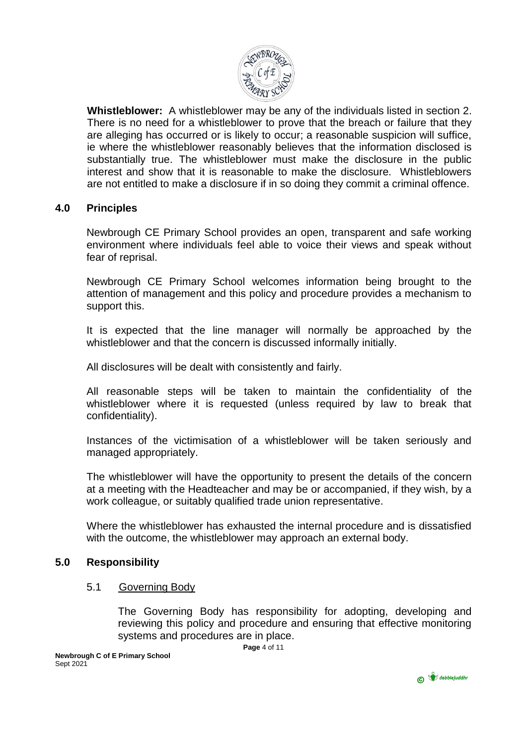**Whistleblower:** A whistleblower may be any of the individuals listed in section 2. There is no need for a whistleblower to prove that the breach or failure that they are alleging has occurred or is likely to occur; a reasonable suspicion will suffice, ie where the whistleblower reasonably believes that the information disclosed is substantially true. The whistleblower must make the disclosure in the public interest and show that it is reasonable to make the disclosure. Whistleblowers are not entitled to make a disclosure if in so doing they commit a criminal offence.

## 4.0 Principles

Newbrough CE Primary School provides an open, transparent and safe working environment where individuals feel able to voice their views and speak without fear of reprisal.

Newbrough CE Primary School welcomes information being brought to the attention of management and this policy and procedure provides a mechanism to support this.

It is expected that the line manager will normally be approached by the whistleblower and that the concern is discussed informally initially.

All disclosures will be dealt with consistently and fairly.

All reasonable steps will be taken to maintain the confidentiality of the whistleblower where it is requested (unless required by law to break that confidentiality).

Instances of the victimisation of a whistleblower will be taken seriously and managed appropriately.

The whistleblower will have the opportunity to present the details of the concern at a meeting with the Headteacher and may be or accompanied, if they wish, by a work colleague, or suitably qualified trade union representative.

Where the whistleblower has exhausted the internal procedure and is dissatisfied with the outcome, the whistleblower may approach an external body.

## 5.0 Responsibility

### 5.1 Governing Body

The Governing Body has responsibility for adopting, developing and reviewing this policy and procedure and ensuring that effective monitoring systems and procedures are in place.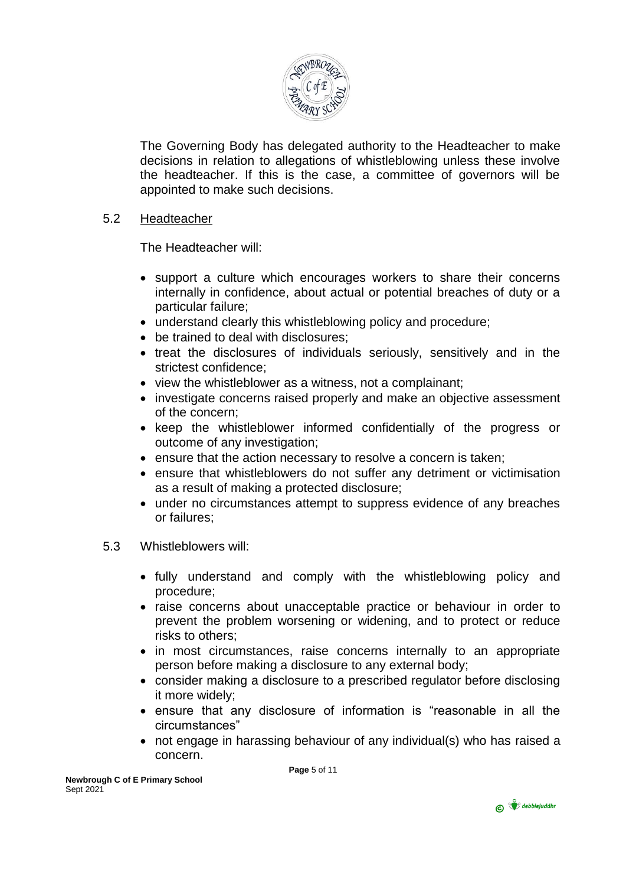The Governing Body has delegated authority to the Headteacher to make decisions in relation to allegations of whistleblowing unless these involve the headteacher. If this is the case, a committee of governors will be appointed to make such decisions.

5.2 Headteacher

The Headteacher will:

- support a culture which encourages workers to share their concerns internally in confidence, about actual or potential breaches of duty or a particular failure;
- understand clearly this whistleblowing policy and procedure;
- be trained to deal with disclosures;
- treat the disclosures of individuals seriously, sensitively and in the strictest confidence;
- view the whistleblower as a witness, not a complainant;
- investigate concerns raised properly and make an objective assessment of the concern;
- keep the whistleblower informed confidentially of the progress or outcome of any investigation;
- ensure that the action necessary to resolve a concern is taken;
- ensure that whistleblowers do not suffer any detriment or victimisation as a result of making a protected disclosure;
- under no circumstances attempt to suppress evidence of any breaches or failures;

5.3 Whistleblowers will:

- fully understand and comply with the whistleblowing policy and procedure;
- raise concerns about unacceptable practice or behaviour in order to prevent the problem worsening or widening, and to protect or reduce risks to others;
- in most circumstances, raise concerns internally to an appropriate person before making a disclosure to any external body;
- consider making a disclosure to a prescribed regulator before disclosing it more widely;
- ensure that any disclosure of information is "reasonable in all the circumstances"
- not engage in harassing behaviour of any individual(s) who has raised a concern.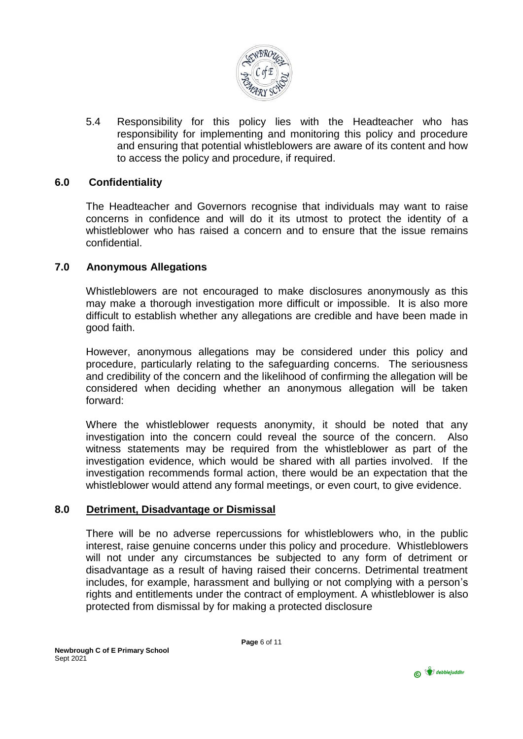5.4 Responsibility for this policy lies with the Headteacher who has responsibility for implementing and monitoring this policy and procedure and ensuring that potential whistleblowers are aware of its content and how to access the policy and procedure, if required.

## 6.0 Confidentiality

The Headteacher and Governors recognise that individuals may want to raise concerns in confidence and will do it its utmost to protect the identity of a whistleblower who has raised a concern and to ensure that the issue remains confidential.

## 7.0 Anonymous Allegations

Whistleblowers are not encouraged to make disclosures anonymously as this may make a thorough investigation more difficult or impossible. It is also more difficult to establish whether any allegations are credible and have been made in good faith.

However, anonymous allegations may be considered under this policy and procedure, particularly relating to the safeguarding concerns. The seriousness and credibility of the concern and the likelihood of confirming the allegation will be considered when deciding whether an anonymous allegation will be taken forward:

Where the whistleblower requests anonymity, it should be noted that any investigation into the concern could reveal the source of the concern. Also witness statements may be required from the whistleblower as part of the investigation evidence, which would be shared with all parties involved. If the investigation recommends formal action, there would be an expectation that the whistleblower would attend any formal meetings, or even court, to give evidence.

## 8.0 Detriment, Disadvantage or Dismissal

There will be no adverse repercussions for whistleblowers who, in the public interest, raise genuine concerns under this policy and procedure. Whistleblowers will not under any circumstances be subjected to any form of detriment or disadvantage as a result of having raised their concerns. Detrimental treatment includes, for example, harassment and bullying or not complying with a person's rights and entitlements under the contract of employment. A whistleblower is also protected from dismissal by for making a protected disclosure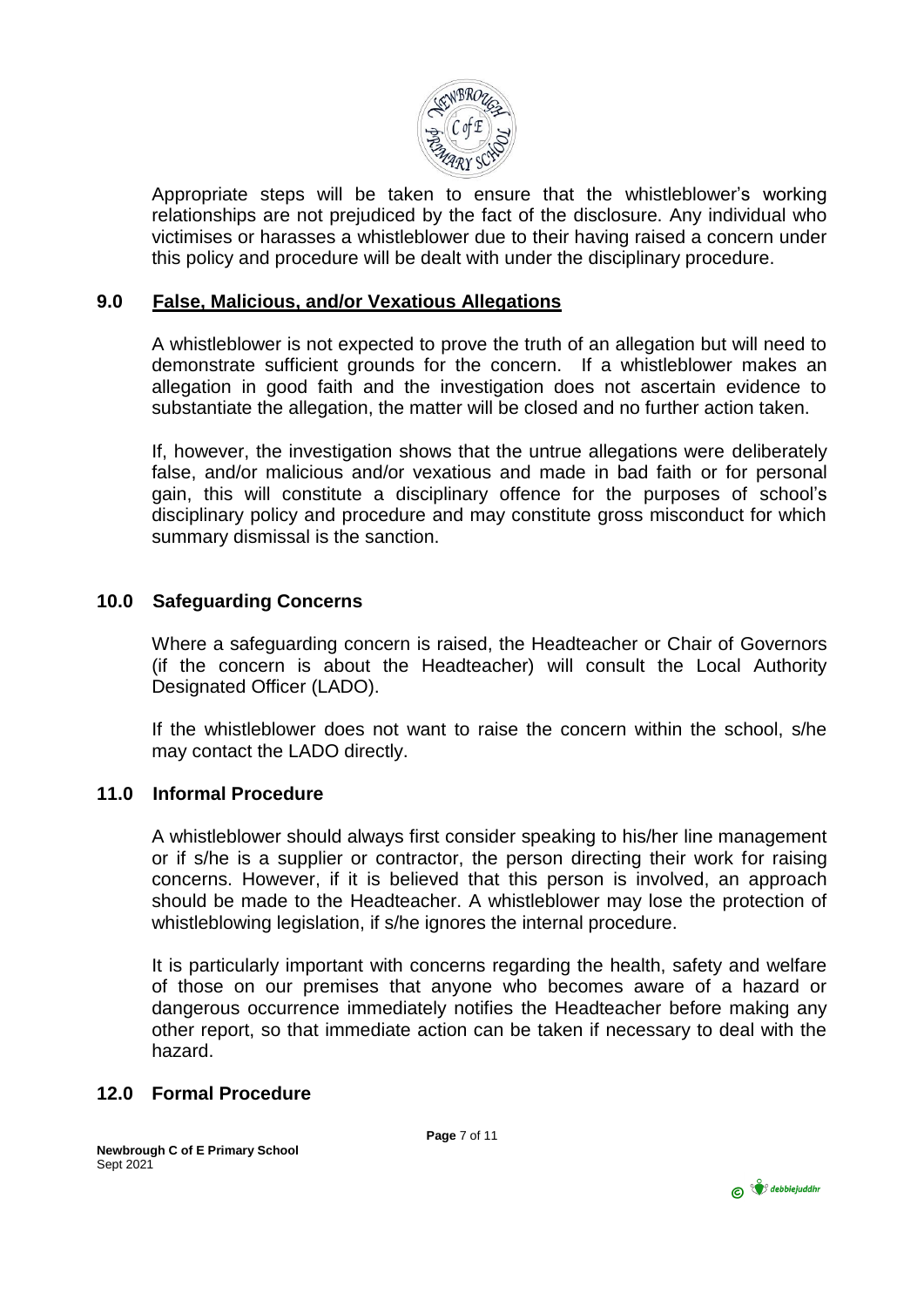Appropriate steps will be taken to ensure that the whistleblower's working relationships are not prejudiced by the fact of the disclosure. Any individual who victimises or harasses a whistleblower due to their having raised a concern under this policy and procedure will be dealt with under the disciplinary procedure.

## 9.0 False, Malicious, and/or Vexatious Allegations

A whistleblower is not expected to prove the truth of an allegation but will need to demonstrate sufficient grounds for the concern. If a whistleblower makes an allegation in good faith and the investigation does not ascertain evidence to substantiate the allegation, the matter will be closed and no further action taken.

If, however, the investigation shows that the untrue allegations were deliberately false, and/or malicious and/or vexatious and made in bad faith or for personal gain, this will constitute a disciplinary offence for the purposes of school's disciplinary policy and procedure and may constitute gross misconduct for which summary dismissal is the sanction.

## 10.0 Safeguarding Concerns

Where a safeguarding concern is raised, the Headteacher or Chair of Governors (if the concern is about the Headteacher) will consult the Local Authority Designated Officer (LADO).

If the whistleblower does not want to raise the concern within the school, s/he may contact the LADO directly.

## 11.0 Informal Procedure

A whistleblower should always first consider speaking to his/her line management or if s/he is a supplier or contractor, the person directing their work for raising concerns. However, if it is believed that this person is involved, an approach should be made to the Headteacher. A whistleblower may lose the protection of whistleblowing legislation, if s/he ignores the internal procedure.

It is particularly important with concerns regarding the health, safety and welfare of those on our premises that anyone who becomes aware of a hazard or dangerous occurrence immediately notifies the Headteacher before making any other report, so that immediate action can be taken if necessary to deal with the hazard.

## 12.0 Formal Procedure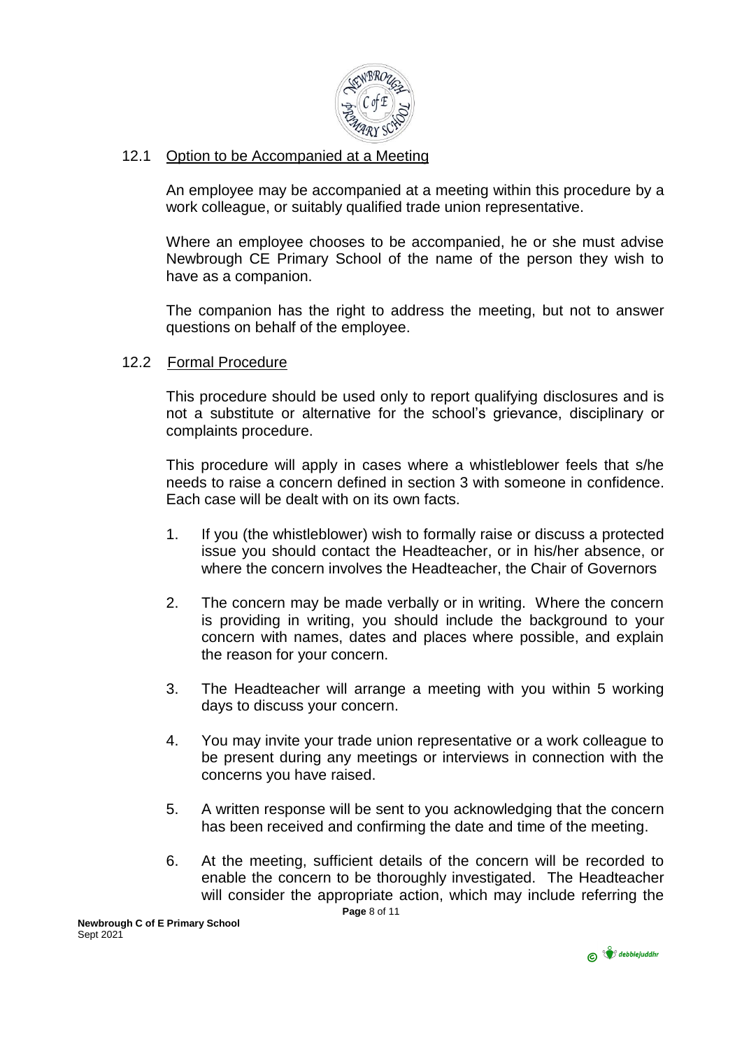12.1 Option to be Accompanied at a Meeting

An employee may be accompanied at a meeting within this procedure by a work colleague, or suitably qualified trade union representative.

Where an employee chooses to be accompanied, he or she must advise Newbrough CE Primary School of the name of the person they wish to have as a companion.

The companion has the right to address the meeting, but not to answer questions on behalf of the employee.

12.2 Formal Procedure

This procedure should be used only to report qualifying disclosures and is not a substitute or alternative for the school's grievance, disciplinary or complaints procedure.

This procedure will apply in cases where a whistleblower feels that s/he needs to raise a concern defined in section 3 with someone in confidence. Each case will be dealt with on its own facts.

1. If you (the whistleblower) wish to formally raise or discuss a protected issue you should contact the Headteacher, or in his/her absence, or where the concern involves the Headteacher, the Chair of Governors

2. The concern may be made verbally or in writing. Where the concern is providing in writing, you should include the background to your concern with names, dates and places where possible, and explain the reason for your concern.

3. The Headteacher will arrange a meeting with you within 5 working days to discuss your concern.

4. You may invite your trade union representative or a work colleague to be present during any meetings or interviews in connection with the concerns you have raised.

5. A written response will be sent to you acknowledging that the concern has been received and confirming the date and time of the meeting.

6. At the meeting, sufficient details of the concern will be recorded to enable the concern to be thoroughly investigated. The Headteacher will consider the appropriate action, which may include referring the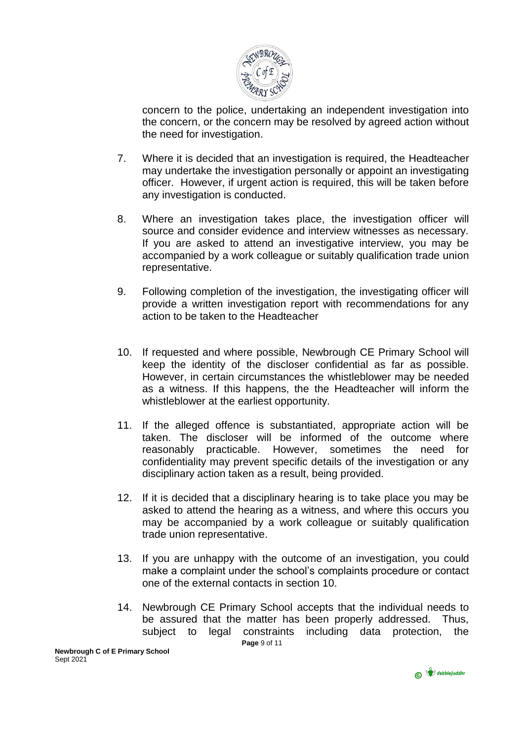concern to the police, undertaking an independent investigation into the concern, or the concern may be resolved by agreed action without the need for investigation.

7. Where it is decided that an investigation is required, the Headteacher may undertake the investigation personally or appoint an investigating officer. However, if urgent action is required, this will be taken before any investigation is conducted.

8. Where an investigation takes place, the investigation officer will source and consider evidence and interview witnesses as necessary. If you are asked to attend an investigative interview, you may be accompanied by a work colleague or suitably qualification trade union representative.

9. Following completion of the investigation, the investigating officer will provide a written investigation report with recommendations for any action to be taken to the Headteacher

10. If requested and where possible, Newbrough CE Primary School will keep the identity of the discloser confidential as far as possible. However, in certain circumstances the whistleblower may be needed as a witness. If this happens, the the Headteacher will inform the whistleblower at the earliest opportunity.

11. If the alleged offence is substantiated, appropriate action will be taken. The discloser will be informed of the outcome where reasonably practicable. However, sometimes the need for confidentiality may prevent specific details of the investigation or any disciplinary action taken as a result, being provided.

12. If it is decided that a disciplinary hearing is to take place you may be asked to attend the hearing as a witness, and where this occurs you may be accompanied by a work colleague or suitably qualification trade union representative.

13. If you are unhappy with the outcome of an investigation, you could make a complaint under the school's complaints procedure or contact one of the external contacts in section 10.

14. Newbrough CE Primary School accepts that the individual needs to be assured that the matter has been properly addressed. Thus, subject to legal constraints including data protection, the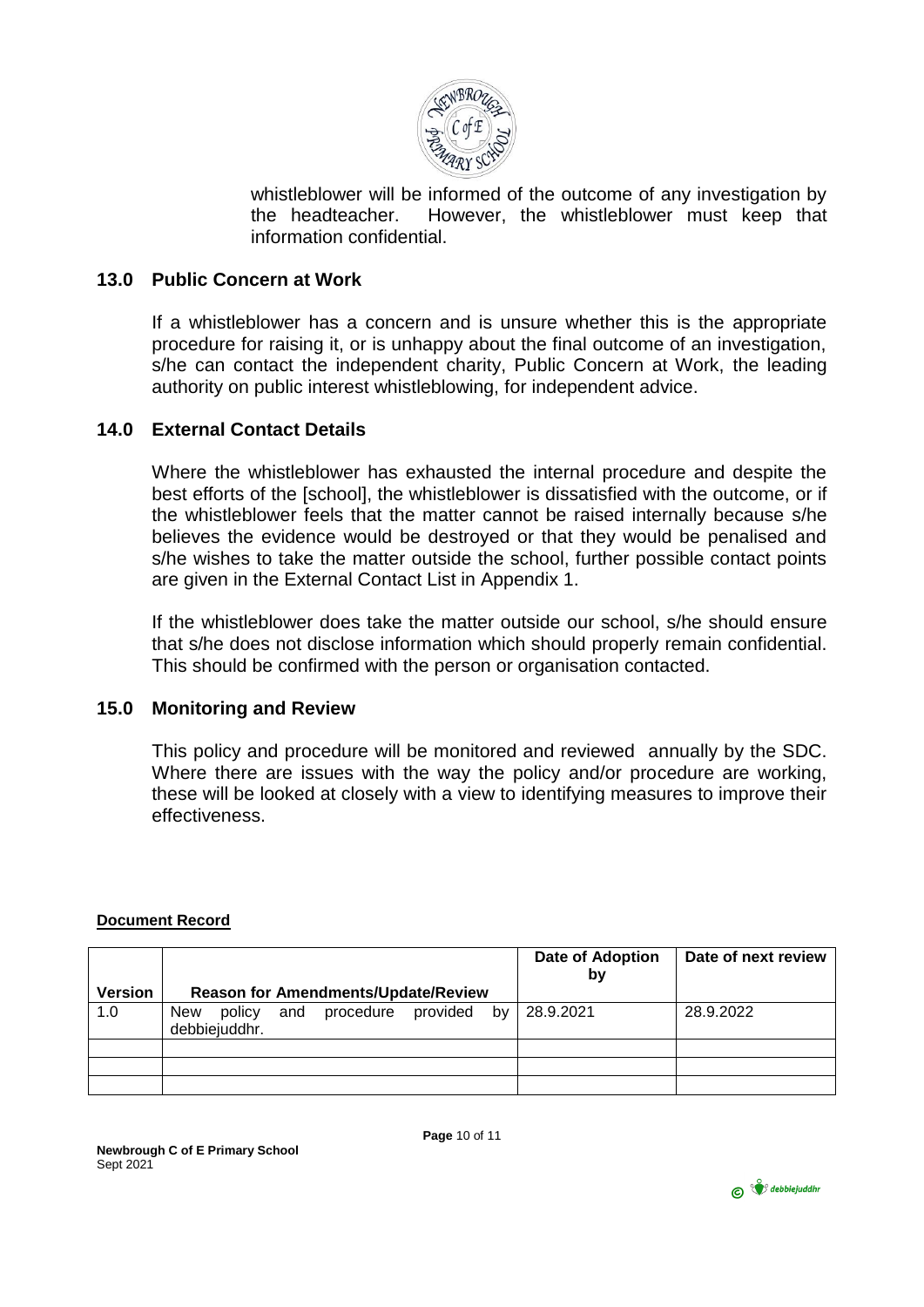whistleblower will be informed of the outcome of any investigation by the headteacher. However, the whistleblower must keep that information confidential.

## 13.0 Public Concern at Work

If a whistleblower has a concern and is unsure whether this is the appropriate procedure for raising it, or is unhappy about the final outcome of an investigation, s/he can contact the independent charity, Public Concern at Work, the leading authority on public interest whistleblowing, for independent advice.

## 14.0 External Contact Details

Where the whistleblower has exhausted the internal procedure and despite the best efforts of the [school], the whistleblower is dissatisfied with the outcome, or if the whistleblower feels that the matter cannot be raised internally because s/he believes the evidence would be destroyed or that they would be penalised and s/he wishes to take the matter outside the school, further possible contact points are given in the External Contact List in Appendix 1.

If the whistleblower does take the matter outside our school, s/he should ensure that s/he does not disclose information which should properly remain confidential. This should be confirmed with the person or organisation contacted.

## 15.0 Monitoring and Review

This policy and procedure will be monitored and reviewed annually by the SDC. Where there are issues with the way the policy and/or procedure are working, these will be looked at closely with a view to identifying measures to improve their effectiveness.

**Document Record**

| Version | Reason for Amendments/Update/Review | Date of Adoption by | Date of next review |
|---|---|---|---|
| 1.0 | New policy and procedure provided by debbiejuddhr. | 28.9.2021 | 28.9.2022 |
| | | | |
| | | | |
| | | | |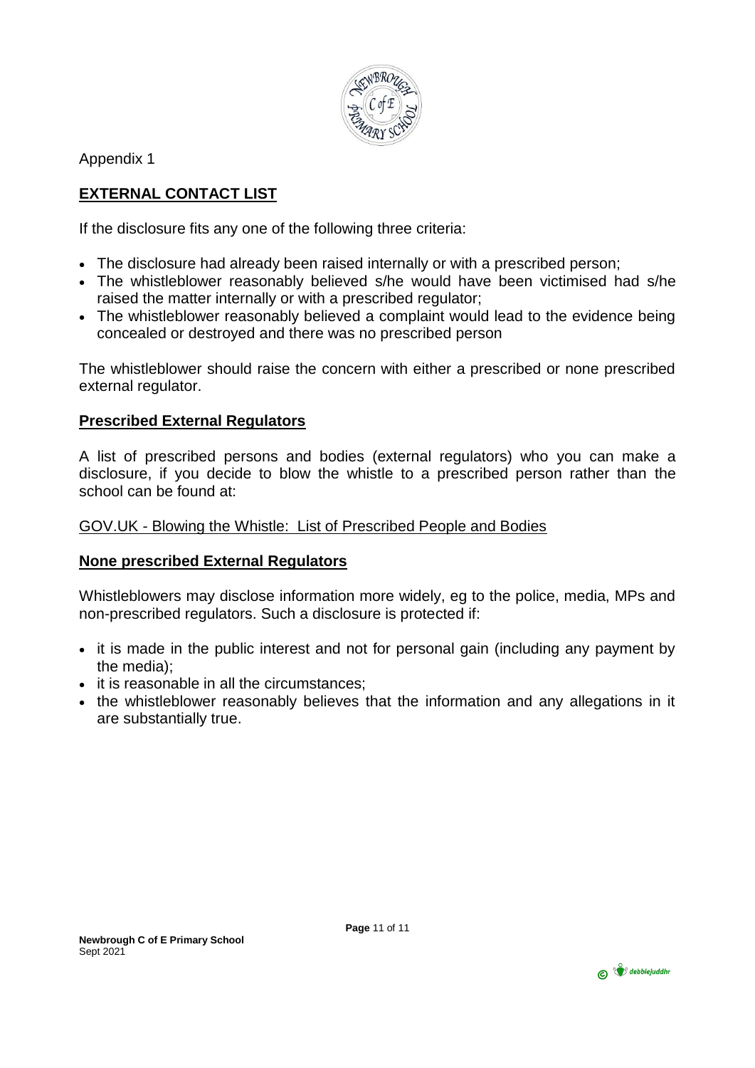Appendix 1

## EXTERNAL CONTACT LIST

If the disclosure fits any one of the following three criteria:

- The disclosure had already been raised internally or with a prescribed person;
- The whistleblower reasonably believed s/he would have been victimised had s/he raised the matter internally or with a prescribed regulator;
- The whistleblower reasonably believed a complaint would lead to the evidence being concealed or destroyed and there was no prescribed person

The whistleblower should raise the concern with either a prescribed or none prescribed external regulator.

### Prescribed External Regulators

A list of prescribed persons and bodies (external regulators) who you can make a disclosure, if you decide to blow the whistle to a prescribed person rather than the school can be found at:

GOV.UK - Blowing the Whistle: List of Prescribed People and Bodies

### None prescribed External Regulators

Whistleblowers may disclose information more widely, eg to the police, media, MPs and non-prescribed regulators. Such a disclosure is protected if:

- it is made in the public interest and not for personal gain (including any payment by the media);
- it is reasonable in all the circumstances;
- the whistleblower reasonably believes that the information and any allegations in it are substantially true.